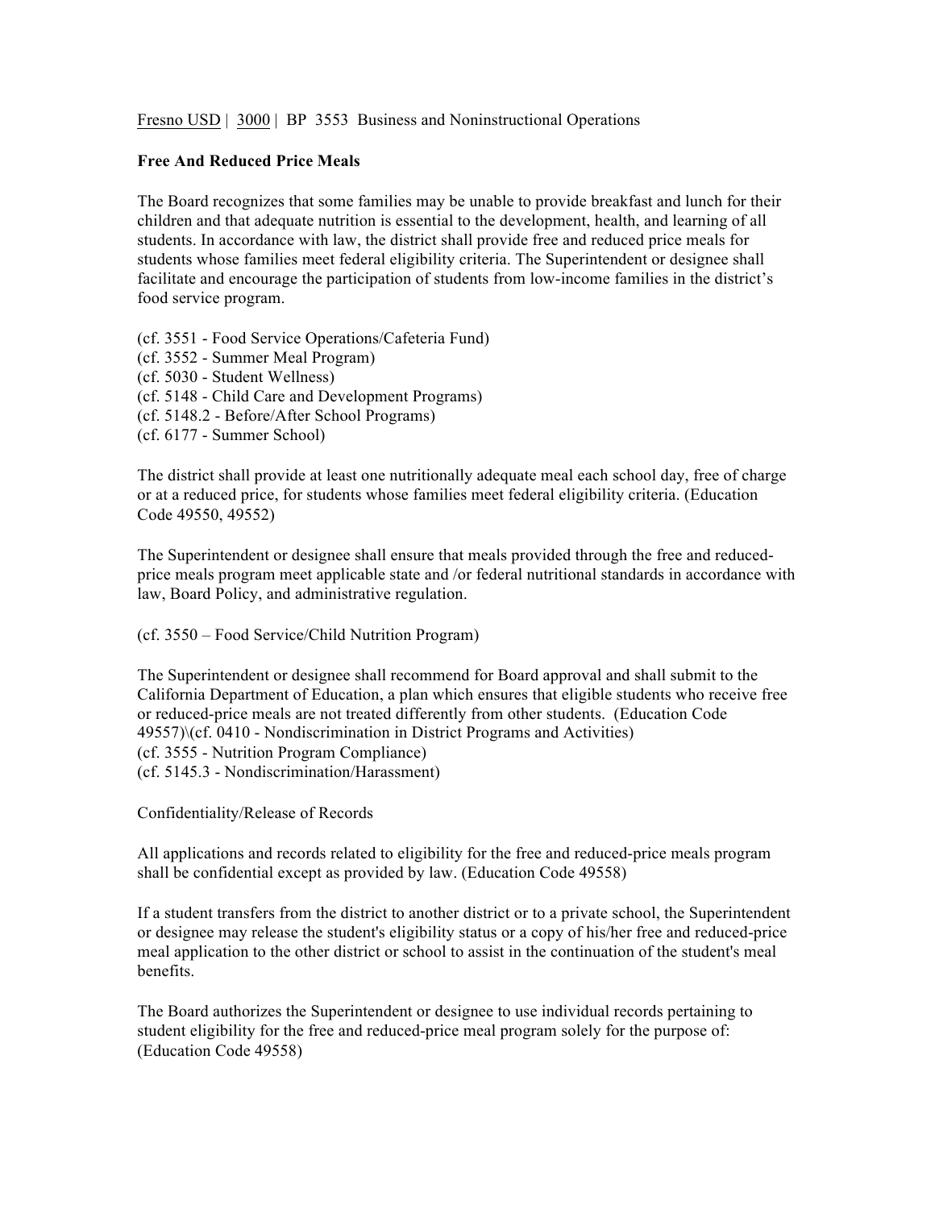Fresno USD | 3000 | BP 3553 Business and Noninstructional Operations

**Free And Reduced Price Meals**

The Board recognizes that some families may be unable to provide breakfast and lunch for their children and that adequate nutrition is essential to the development, health, and learning of all students. In accordance with law, the district shall provide free and reduced price meals for students whose families meet federal eligibility criteria. The Superintendent or designee shall facilitate and encourage the participation of students from low-income families in the district's food service program.

(cf. 3551 - Food Service Operations/Cafeteria Fund)
(cf. 3552 - Summer Meal Program)
(cf. 5030 - Student Wellness)
(cf. 5148 - Child Care and Development Programs)
(cf. 5148.2 - Before/After School Programs)
(cf. 6177 - Summer School)

The district shall provide at least one nutritionally adequate meal each school day, free of charge or at a reduced price, for students whose families meet federal eligibility criteria. (Education Code 49550, 49552)

The Superintendent or designee shall ensure that meals provided through the free and reduced-price meals program meet applicable state and /or federal nutritional standards in accordance with law, Board Policy, and administrative regulation.

(cf. 3550 – Food Service/Child Nutrition Program)

The Superintendent or designee shall recommend for Board approval and shall submit to the California Department of Education, a plan which ensures that eligible students who receive free or reduced-price meals are not treated differently from other students. (Education Code 49557)\(cf. 0410 - Nondiscrimination in District Programs and Activities)
(cf. 3555 - Nutrition Program Compliance)
(cf. 5145.3 - Nondiscrimination/Harassment)

Confidentiality/Release of Records

All applications and records related to eligibility for the free and reduced-price meals program shall be confidential except as provided by law. (Education Code 49558)

If a student transfers from the district to another district or to a private school, the Superintendent or designee may release the student's eligibility status or a copy of his/her free and reduced-price meal application to the other district or school to assist in the continuation of the student's meal benefits.

The Board authorizes the Superintendent or designee to use individual records pertaining to student eligibility for the free and reduced-price meal program solely for the purpose of: (Education Code 49558)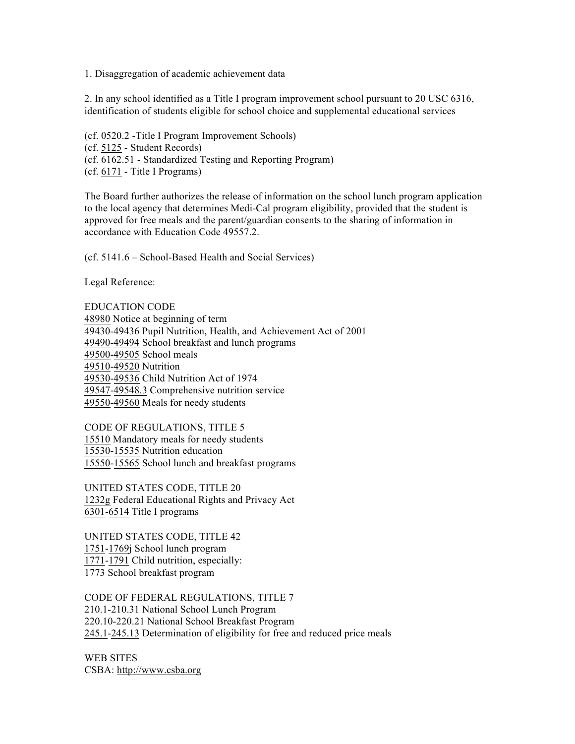1. Disaggregation of academic achievement data

2. In any school identified as a Title I program improvement school pursuant to 20 USC 6316, identification of students eligible for school choice and supplemental educational services

(cf. 0520.2 -Title I Program Improvement Schools)
(cf. 5125 - Student Records)
(cf. 6162.51 - Standardized Testing and Reporting Program)
(cf. 6171 - Title I Programs)

The Board further authorizes the release of information on the school lunch program application to the local agency that determines Medi-Cal program eligibility, provided that the student is approved for free meals and the parent/guardian consents to the sharing of information in accordance with Education Code 49557.2.

(cf. 5141.6 – School-Based Health and Social Services)

Legal Reference:

EDUCATION CODE
48980 Notice at beginning of term
49430-49436 Pupil Nutrition, Health, and Achievement Act of 2001
49490-49494 School breakfast and lunch programs
49500-49505 School meals
49510-49520 Nutrition
49530-49536 Child Nutrition Act of 1974
49547-49548.3 Comprehensive nutrition service
49550-49560 Meals for needy students

CODE OF REGULATIONS, TITLE 5
15510 Mandatory meals for needy students
15530-15535 Nutrition education
15550-15565 School lunch and breakfast programs

UNITED STATES CODE, TITLE 20
1232g Federal Educational Rights and Privacy Act
6301-6514 Title I programs

UNITED STATES CODE, TITLE 42
1751-1769j School lunch program
1771-1791 Child nutrition, especially:
1773 School breakfast program

CODE OF FEDERAL REGULATIONS, TITLE 7
210.1-210.31 National School Lunch Program
220.10-220.21 National School Breakfast Program
245.1-245.13 Determination of eligibility for free and reduced price meals

WEB SITES
CSBA: http://www.csba.org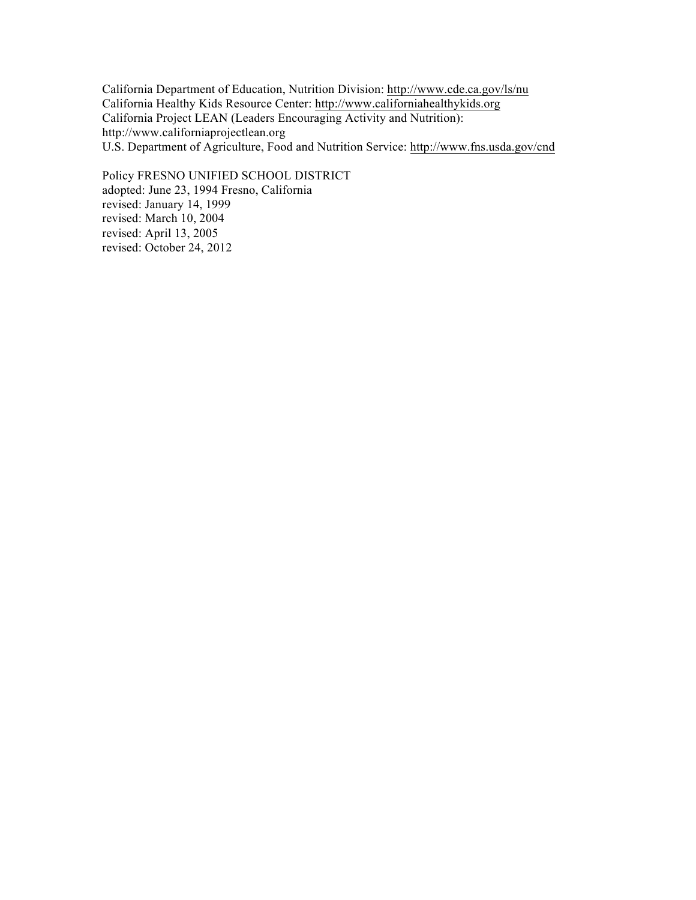California Department of Education, Nutrition Division: http://www.cde.ca.gov/ls/nu
California Healthy Kids Resource Center: http://www.californiahealthykids.org
California Project LEAN (Leaders Encouraging Activity and Nutrition):
http://www.californiaprojectlean.org
U.S. Department of Agriculture, Food and Nutrition Service: http://www.fns.usda.gov/cnd

Policy FRESNO UNIFIED SCHOOL DISTRICT
adopted: June 23, 1994 Fresno, California
revised: January 14, 1999
revised: March 10, 2004
revised: April 13, 2005
revised: October 24, 2012